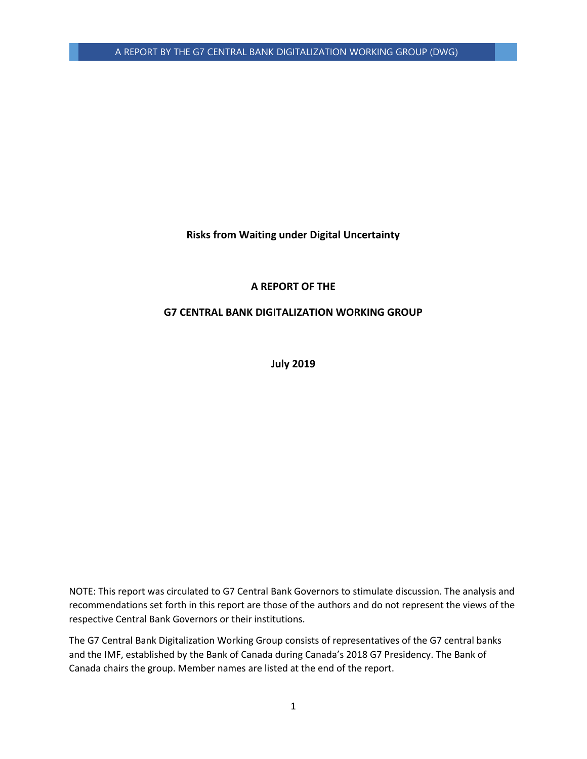# Risks from Waiting under Digital Uncertainty

## A REPORT OF THE

## G7 CENTRAL BANK DIGITALIZATION WORKING GROUP

**July 2019**

NOTE: This report was circulated to G7 Central Bank Governors to stimulate discussion. The analysis and recommendations set forth in this report are those of the authors and do not represent the views of the respective Central Bank Governors or their institutions.

The G7 Central Bank Digitalization Working Group consists of representatives of the G7 central banks and the IMF, established by the Bank of Canada during Canada's 2018 G7 Presidency. The Bank of Canada chairs the group. Member names are listed at the end of the report.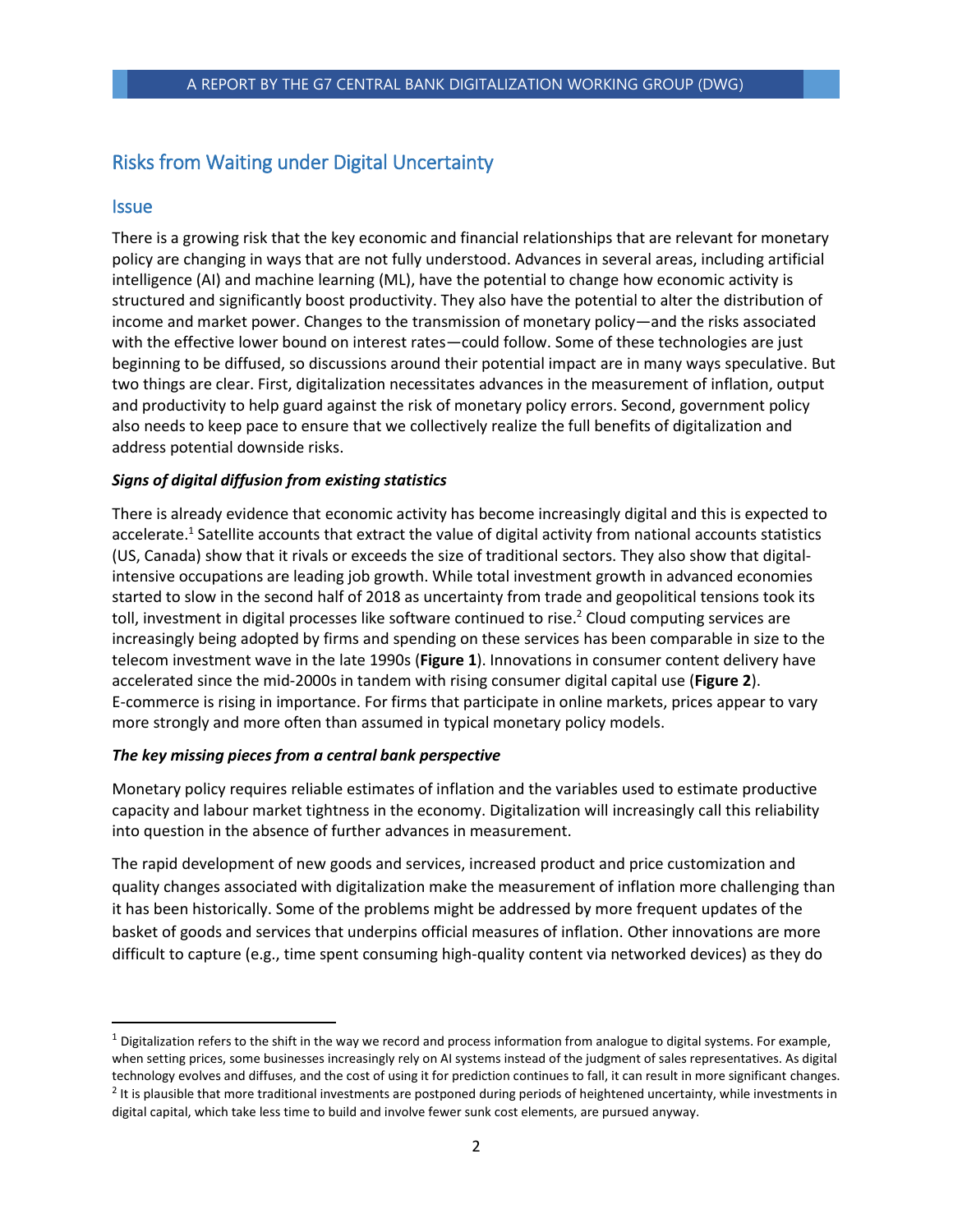## Risks from Waiting under Digital Uncertainty

### Issue

There is a growing risk that the key economic and financial relationships that are relevant for monetary policy are changing in ways that are not fully understood. Advances in several areas, including artificial intelligence (AI) and machine learning (ML), have the potential to change how economic activity is structured and significantly boost productivity. They also have the potential to alter the distribution of income and market power. Changes to the transmission of monetary policy—and the risks associated with the effective lower bound on interest rates—could follow. Some of these technologies are just beginning to be diffused, so discussions around their potential impact are in many ways speculative. But two things are clear. First, digitalization necessitates advances in the measurement of inflation, output and productivity to help guard against the risk of monetary policy errors. Second, government policy also needs to keep pace to ensure that we collectively realize the full benefits of digitalization and address potential downside risks.

#### *Signs of digital diffusion from existing statistics*

There is already evidence that economic activity has become increasingly digital and this is expected to accelerate.[1] Satellite accounts that extract the value of digital activity from national accounts statistics (US, Canada) show that it rivals or exceeds the size of traditional sectors. They also show that digital-intensive occupations are leading job growth. While total investment growth in advanced economies started to slow in the second half of 2018 as uncertainty from trade and geopolitical tensions took its toll, investment in digital processes like software continued to rise.[2] Cloud computing services are increasingly being adopted by firms and spending on these services has been comparable in size to the telecom investment wave in the late 1990s (**Figure 1**). Innovations in consumer content delivery have accelerated since the mid-2000s in tandem with rising consumer digital capital use (**Figure 2**). E-commerce is rising in importance. For firms that participate in online markets, prices appear to vary more strongly and more often than assumed in typical monetary policy models.

#### *The key missing pieces from a central bank perspective*

Monetary policy requires reliable estimates of inflation and the variables used to estimate productive capacity and labour market tightness in the economy. Digitalization will increasingly call this reliability into question in the absence of further advances in measurement.

The rapid development of new goods and services, increased product and price customization and quality changes associated with digitalization make the measurement of inflation more challenging than it has been historically. Some of the problems might be addressed by more frequent updates of the basket of goods and services that underpins official measures of inflation. Other innovations are more difficult to capture (e.g., time spent consuming high-quality content via networked devices) as they do

---

[1] Digitalization refers to the shift in the way we record and process information from analogue to digital systems. For example, when setting prices, some businesses increasingly rely on AI systems instead of the judgment of sales representatives. As digital technology evolves and diffuses, and the cost of using it for prediction continues to fall, it can result in more significant changes.

[2] It is plausible that more traditional investments are postponed during periods of heightened uncertainty, while investments in digital capital, which take less time to build and involve fewer sunk cost elements, are pursued anyway.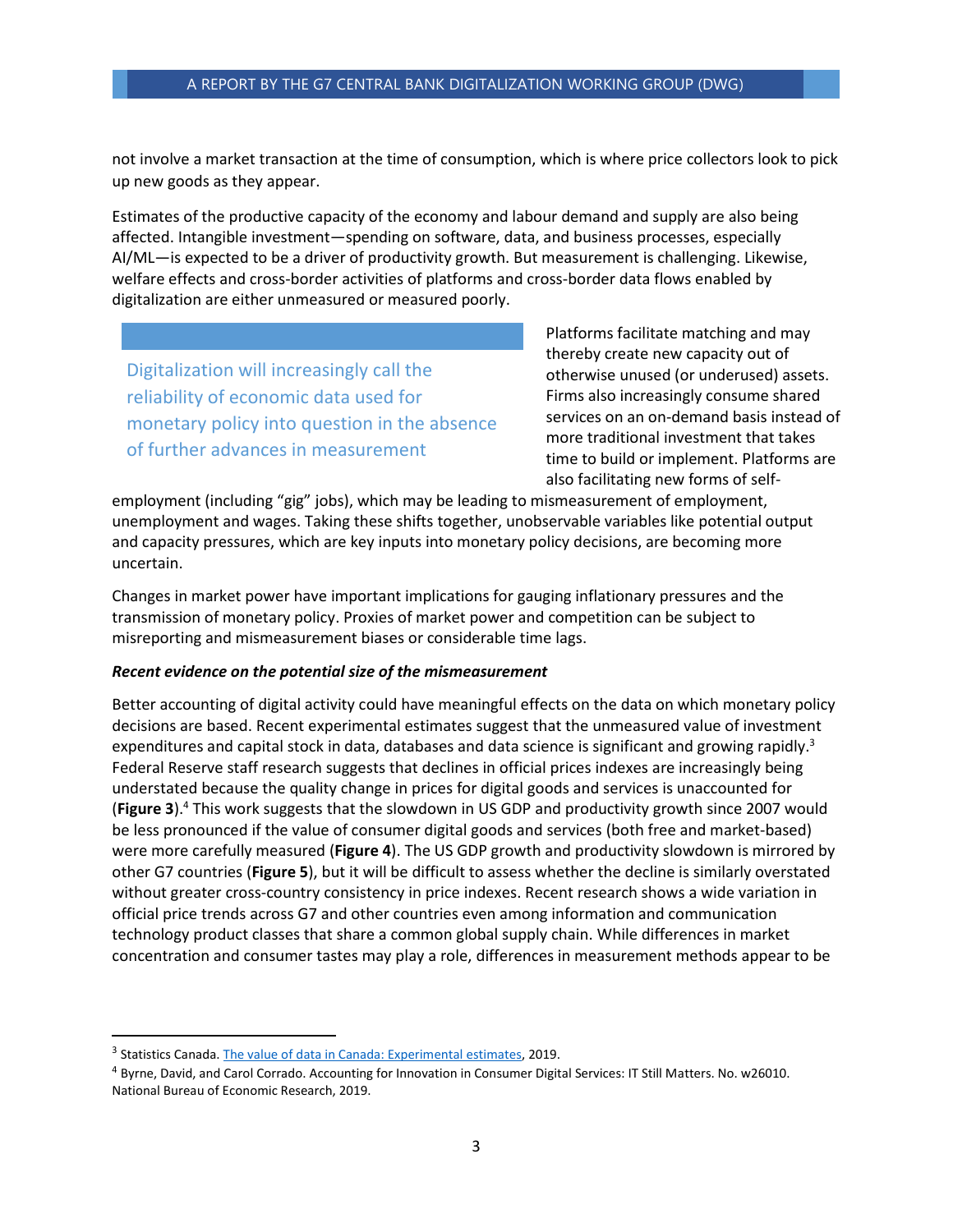not involve a market transaction at the time of consumption, which is where price collectors look to pick up new goods as they appear.

Estimates of the productive capacity of the economy and labour demand and supply are also being affected. Intangible investment—spending on software, data, and business processes, especially AI/ML—is expected to be a driver of productivity growth. But measurement is challenging. Likewise, welfare effects and cross-border activities of platforms and cross-border data flows enabled by digitalization are either unmeasured or measured poorly.

> Digitalization will increasingly call the reliability of economic data used for monetary policy into question in the absence of further advances in measurement

Platforms facilitate matching and may thereby create new capacity out of otherwise unused (or underused) assets. Firms also increasingly consume shared services on an on-demand basis instead of more traditional investment that takes time to build or implement. Platforms are also facilitating new forms of self-employment (including "gig" jobs), which may be leading to mismeasurement of employment, unemployment and wages. Taking these shifts together, unobservable variables like potential output and capacity pressures, which are key inputs into monetary policy decisions, are becoming more uncertain.

Changes in market power have important implications for gauging inflationary pressures and the transmission of monetary policy. Proxies of market power and competition can be subject to misreporting and mismeasurement biases or considerable time lags.

***Recent evidence on the potential size of the mismeasurement***

Better accounting of digital activity could have meaningful effects on the data on which monetary policy decisions are based. Recent experimental estimates suggest that the unmeasured value of investment expenditures and capital stock in data, databases and data science is significant and growing rapidly.[3] Federal Reserve staff research suggests that declines in official prices indexes are increasingly being understated because the quality change in prices for digital goods and services is unaccounted for (**Figure 3**).[4] This work suggests that the slowdown in US GDP and productivity growth since 2007 would be less pronounced if the value of consumer digital goods and services (both free and market-based) were more carefully measured (**Figure 4**). The US GDP growth and productivity slowdown is mirrored by other G7 countries (**Figure 5**), but it will be difficult to assess whether the decline is similarly overstated without greater cross-country consistency in price indexes. Recent research shows a wide variation in official price trends across G7 and other countries even among information and communication technology product classes that share a common global supply chain. While differences in market concentration and consumer tastes may play a role, differences in measurement methods appear to be

---

[3] Statistics Canada. The value of data in Canada: Experimental estimates, 2019.

[4] Byrne, David, and Carol Corrado. Accounting for Innovation in Consumer Digital Services: IT Still Matters. No. w26010. National Bureau of Economic Research, 2019.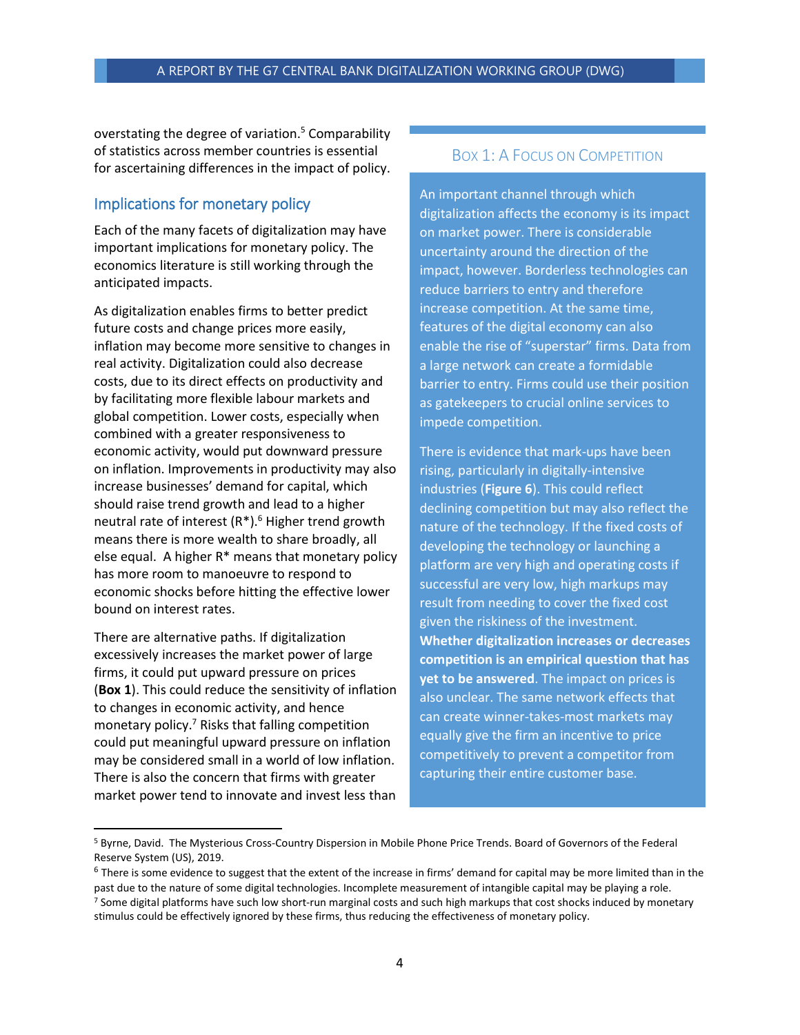overstating the degree of variation.[5] Comparability of statistics across member countries is essential for ascertaining differences in the impact of policy.

## Implications for monetary policy

Each of the many facets of digitalization may have important implications for monetary policy. The economics literature is still working through the anticipated impacts.

As digitalization enables firms to better predict future costs and change prices more easily, inflation may become more sensitive to changes in real activity. Digitalization could also decrease costs, due to its direct effects on productivity and by facilitating more flexible labour markets and global competition. Lower costs, especially when combined with a greater responsiveness to economic activity, would put downward pressure on inflation. Improvements in productivity may also increase businesses' demand for capital, which should raise trend growth and lead to a higher neutral rate of interest (R*).[6] Higher trend growth means there is more wealth to share broadly, all else equal. A higher R* means that monetary policy has more room to manoeuvre to respond to economic shocks before hitting the effective lower bound on interest rates.

There are alternative paths. If digitalization excessively increases the market power of large firms, it could put upward pressure on prices (**Box 1**). This could reduce the sensitivity of inflation to changes in economic activity, and hence monetary policy.[7] Risks that falling competition could put meaningful upward pressure on inflation may be considered small in a world of low inflation. There is also the concern that firms with greater market power tend to innovate and invest less than

### Box 1: A Focus on Competition

An important channel through which digitalization affects the economy is its impact on market power. There is considerable uncertainty around the direction of the impact, however. Borderless technologies can reduce barriers to entry and therefore increase competition. At the same time, features of the digital economy can also enable the rise of "superstar" firms. Data from a large network can create a formidable barrier to entry. Firms could use their position as gatekeepers to crucial online services to impede competition.

There is evidence that mark-ups have been rising, particularly in digitally-intensive industries (**Figure 6**). This could reflect declining competition but may also reflect the nature of the technology. If the fixed costs of developing the technology or launching a platform are very high and operating costs if successful are very low, high markups may result from needing to cover the fixed cost given the riskiness of the investment. **Whether digitalization increases or decreases competition is an empirical question that has yet to be answered**. The impact on prices is also unclear. The same network effects that can create winner-takes-most markets may equally give the firm an incentive to price competitively to prevent a competitor from capturing their entire customer base.

---

[5] Byrne, David. The Mysterious Cross-Country Dispersion in Mobile Phone Price Trends. Board of Governors of the Federal Reserve System (US), 2019.

[6] There is some evidence to suggest that the extent of the increase in firms' demand for capital may be more limited than in the past due to the nature of some digital technologies. Incomplete measurement of intangible capital may be playing a role.

[7] Some digital platforms have such low short-run marginal costs and such high markups that cost shocks induced by monetary stimulus could be effectively ignored by these firms, thus reducing the effectiveness of monetary policy.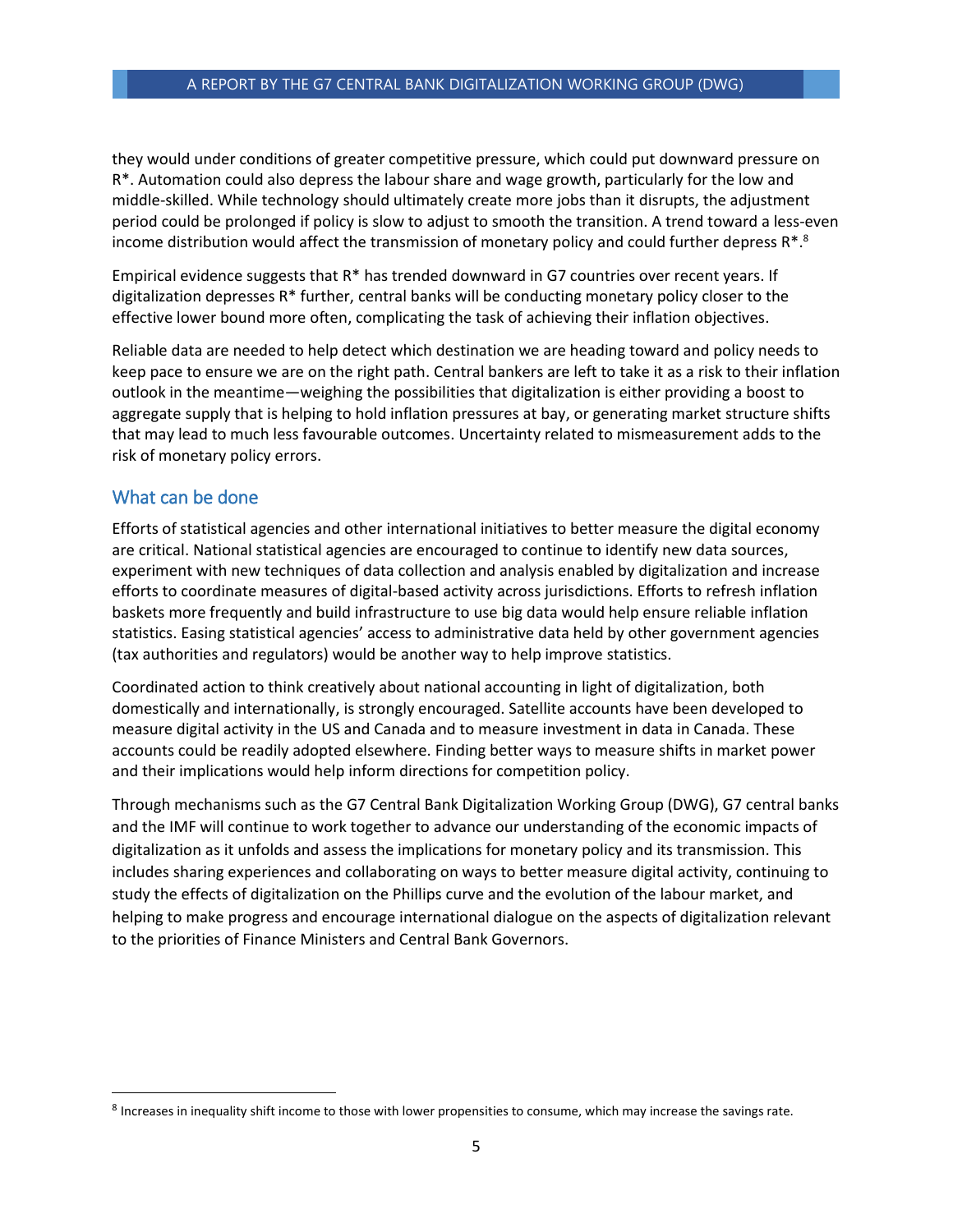they would under conditions of greater competitive pressure, which could put downward pressure on R*. Automation could also depress the labour share and wage growth, particularly for the low and middle-skilled. While technology should ultimately create more jobs than it disrupts, the adjustment period could be prolonged if policy is slow to adjust to smooth the transition. A trend toward a less-even income distribution would affect the transmission of monetary policy and could further depress R*.[8]

Empirical evidence suggests that R* has trended downward in G7 countries over recent years. If digitalization depresses R* further, central banks will be conducting monetary policy closer to the effective lower bound more often, complicating the task of achieving their inflation objectives.

Reliable data are needed to help detect which destination we are heading toward and policy needs to keep pace to ensure we are on the right path. Central bankers are left to take it as a risk to their inflation outlook in the meantime—weighing the possibilities that digitalization is either providing a boost to aggregate supply that is helping to hold inflation pressures at bay, or generating market structure shifts that may lead to much less favourable outcomes. Uncertainty related to mismeasurement adds to the risk of monetary policy errors.

## What can be done

Efforts of statistical agencies and other international initiatives to better measure the digital economy are critical. National statistical agencies are encouraged to continue to identify new data sources, experiment with new techniques of data collection and analysis enabled by digitalization and increase efforts to coordinate measures of digital-based activity across jurisdictions. Efforts to refresh inflation baskets more frequently and build infrastructure to use big data would help ensure reliable inflation statistics. Easing statistical agencies' access to administrative data held by other government agencies (tax authorities and regulators) would be another way to help improve statistics.

Coordinated action to think creatively about national accounting in light of digitalization, both domestically and internationally, is strongly encouraged. Satellite accounts have been developed to measure digital activity in the US and Canada and to measure investment in data in Canada. These accounts could be readily adopted elsewhere. Finding better ways to measure shifts in market power and their implications would help inform directions for competition policy.

Through mechanisms such as the G7 Central Bank Digitalization Working Group (DWG), G7 central banks and the IMF will continue to work together to advance our understanding of the economic impacts of digitalization as it unfolds and assess the implications for monetary policy and its transmission. This includes sharing experiences and collaborating on ways to better measure digital activity, continuing to study the effects of digitalization on the Phillips curve and the evolution of the labour market, and helping to make progress and encourage international dialogue on the aspects of digitalization relevant to the priorities of Finance Ministers and Central Bank Governors.

---

[8] Increases in inequality shift income to those with lower propensities to consume, which may increase the savings rate.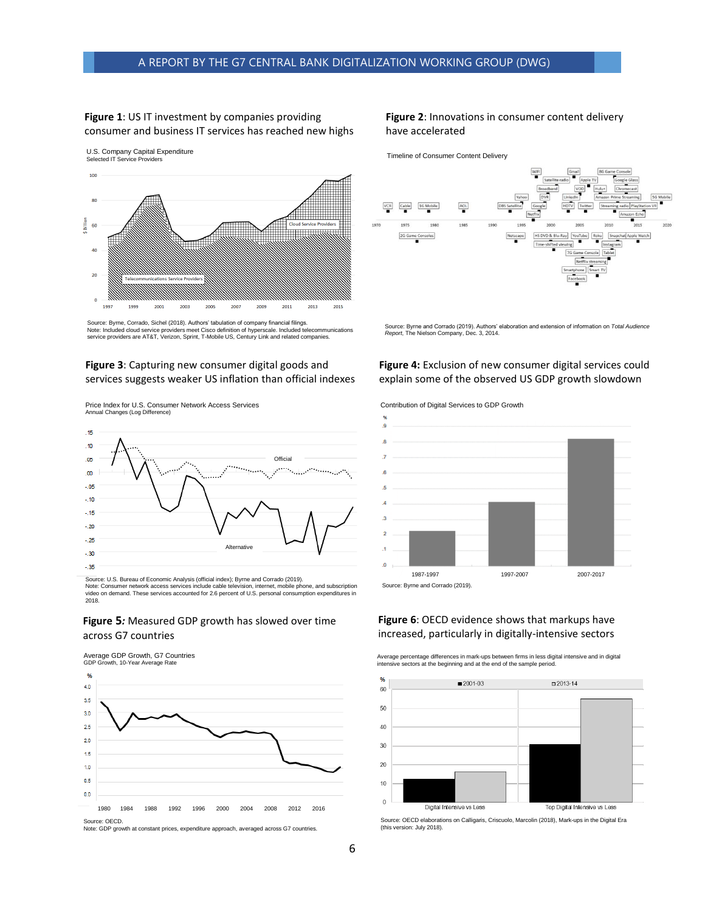**Figure 1**: US IT investment by companies providing consumer and business IT services has reached new highs

U.S. Company Capital Expenditure
Selected IT Service Providers

Source: Byrne, Corrado, Sichel (2018). Authors' tabulation of company financial filings.
Note: Included cloud service providers meet Cisco definition of hyperscale. Included telecommunications service providers are AT&T, Verizon, Sprint, T-Mobile US, Century Link and related companies.

**Figure 2**: Innovations in consumer content delivery have accelerated

Timeline of Consumer Content Delivery

Source: Byrne and Corrado (2019). Authors' elaboration and extension of information on *Total Audience Report*, The Nielson Company, Dec. 3, 2014.

**Figure 3**: Capturing new consumer digital goods and services suggests weaker US inflation than official indexes

Price Index for U.S. Consumer Network Access Services
Annual Changes (Log Difference)

Source: U.S. Bureau of Economic Analysis (official index); Byrne and Corrado (2019).
Note: Consumer network access services include cable television, internet, mobile phone, and subscription video on demand. These services accounted for 2.6 percent of U.S. personal consumption expenditures in 2018.

**Figure 4:** Exclusion of new consumer digital services could explain some of the observed US GDP growth slowdown

Contribution of Digital Services to GDP Growth

Source: Byrne and Corrado (2019).

**Figure 5***:* Measured GDP growth has slowed over time across G7 countries

Average GDP Growth, G7 Countries
GDP Growth, 10-Year Average Rate

Source: OECD.
Note: GDP growth at constant prices, expenditure approach, averaged across G7 countries.

**Figure 6**: OECD evidence shows that markups have increased, particularly in digitally-intensive sectors

Average percentage differences in mark-ups between firms in less digital intensive and in digital intensive sectors at the beginning and at the end of the sample period.

Source: OECD elaborations on Calligaris, Criscuolo, Marcolin (2018), Mark-ups in the Digital Era (this version: July 2018).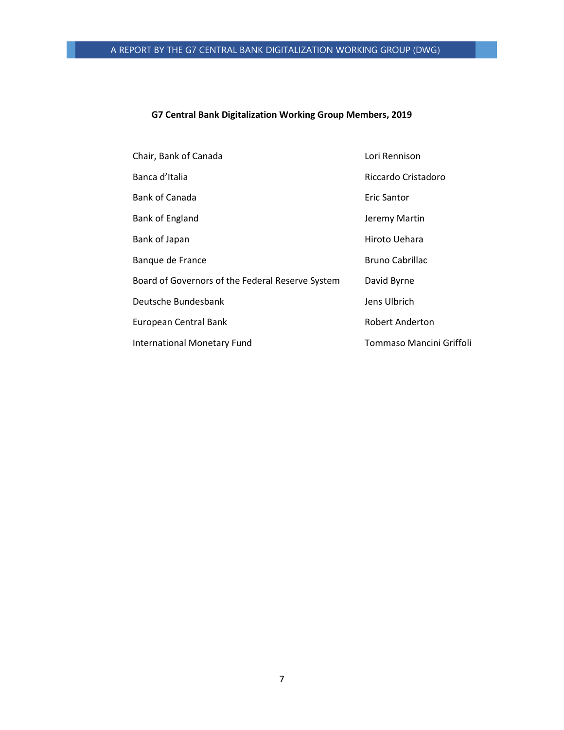**G7 Central Bank Digitalization Working Group Members, 2019**

| | |
|---|---|
| Chair, Bank of Canada | Lori Rennison |
| Banca d’Italia | Riccardo Cristadoro |
| Bank of Canada | Eric Santor |
| Bank of England | Jeremy Martin |
| Bank of Japan | Hiroto Uehara |
| Banque de France | Bruno Cabrillac |
| Board of Governors of the Federal Reserve System | David Byrne |
| Deutsche Bundesbank | Jens Ulbrich |
| European Central Bank | Robert Anderton |
| International Monetary Fund | Tommaso Mancini Griffoli |